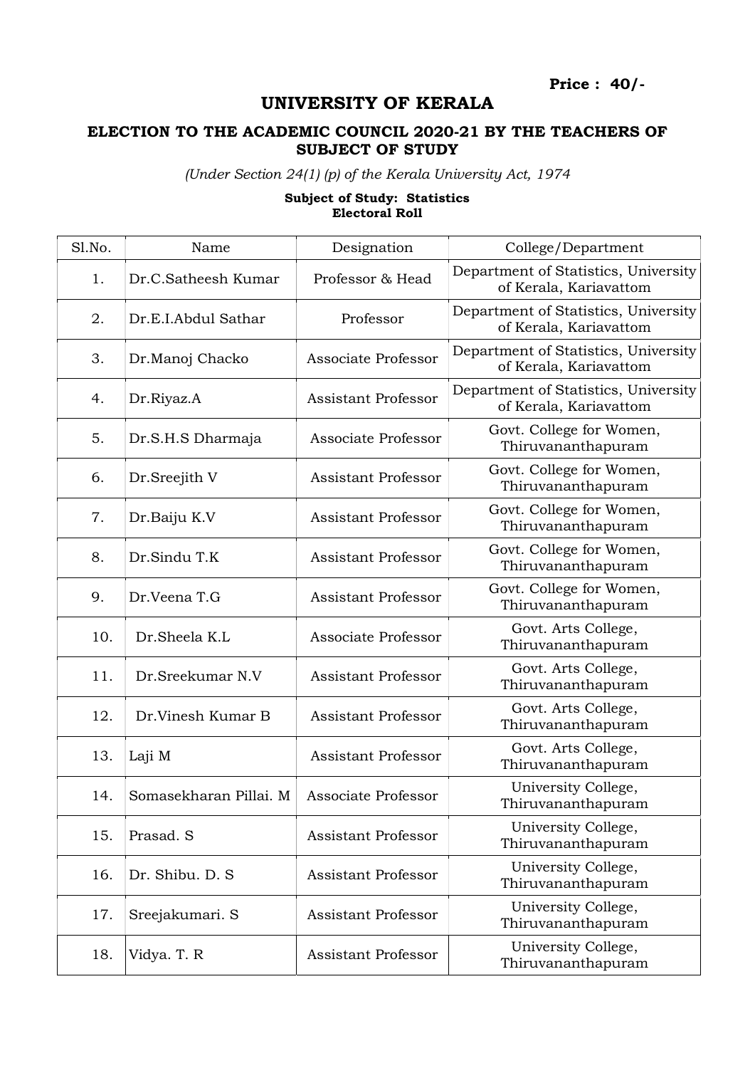**Price : 40/-**

# UNIVERSITY OF KERALA

## ELECTION TO THE ACADEMIC COUNCIL 2020-21 BY THE TEACHERS OF SUBJECT OF STUDY

*(Under Section 24(1) (p) of the Kerala University Act, 1974*

**Subject of Study: Statistics**
**Electoral Roll**

| Sl.No. | Name | Designation | College/Department |
|---|---|---|---|
| 1. | Dr.C.Satheesh Kumar | Professor & Head | Department of Statistics, University of Kerala, Kariavattom |
| 2. | Dr.E.I.Abdul Sathar | Professor | Department of Statistics, University of Kerala, Kariavattom |
| 3. | Dr.Manoj Chacko | Associate Professor | Department of Statistics, University of Kerala, Kariavattom |
| 4. | Dr.Riyaz.A | Assistant Professor | Department of Statistics, University of Kerala, Kariavattom |
| 5. | Dr.S.H.S Dharmaja | Associate Professor | Govt. College for Women, Thiruvananthapuram |
| 6. | Dr.Sreejith V | Assistant Professor | Govt. College for Women, Thiruvananthapuram |
| 7. | Dr.Baiju K.V | Assistant Professor | Govt. College for Women, Thiruvananthapuram |
| 8. | Dr.Sindu T.K | Assistant Professor | Govt. College for Women, Thiruvananthapuram |
| 9. | Dr.Veena T.G | Assistant Professor | Govt. College for Women, Thiruvananthapuram |
| 10. | Dr.Sheela K.L | Associate Professor | Govt. Arts College, Thiruvananthapuram |
| 11. | Dr.Sreekumar N.V | Assistant Professor | Govt. Arts College, Thiruvananthapuram |
| 12. | Dr.Vinesh Kumar B | Assistant Professor | Govt. Arts College, Thiruvananthapuram |
| 13. | Laji M | Assistant Professor | Govt. Arts College, Thiruvananthapuram |
| 14. | Somasekharan Pillai. M | Associate Professor | University College, Thiruvananthapuram |
| 15. | Prasad. S | Assistant Professor | University College, Thiruvananthapuram |
| 16. | Dr. Shibu. D. S | Assistant Professor | University College, Thiruvananthapuram |
| 17. | Sreejakumari. S | Assistant Professor | University College, Thiruvananthapuram |
| 18. | Vidya. T. R | Assistant Professor | University College, Thiruvananthapuram |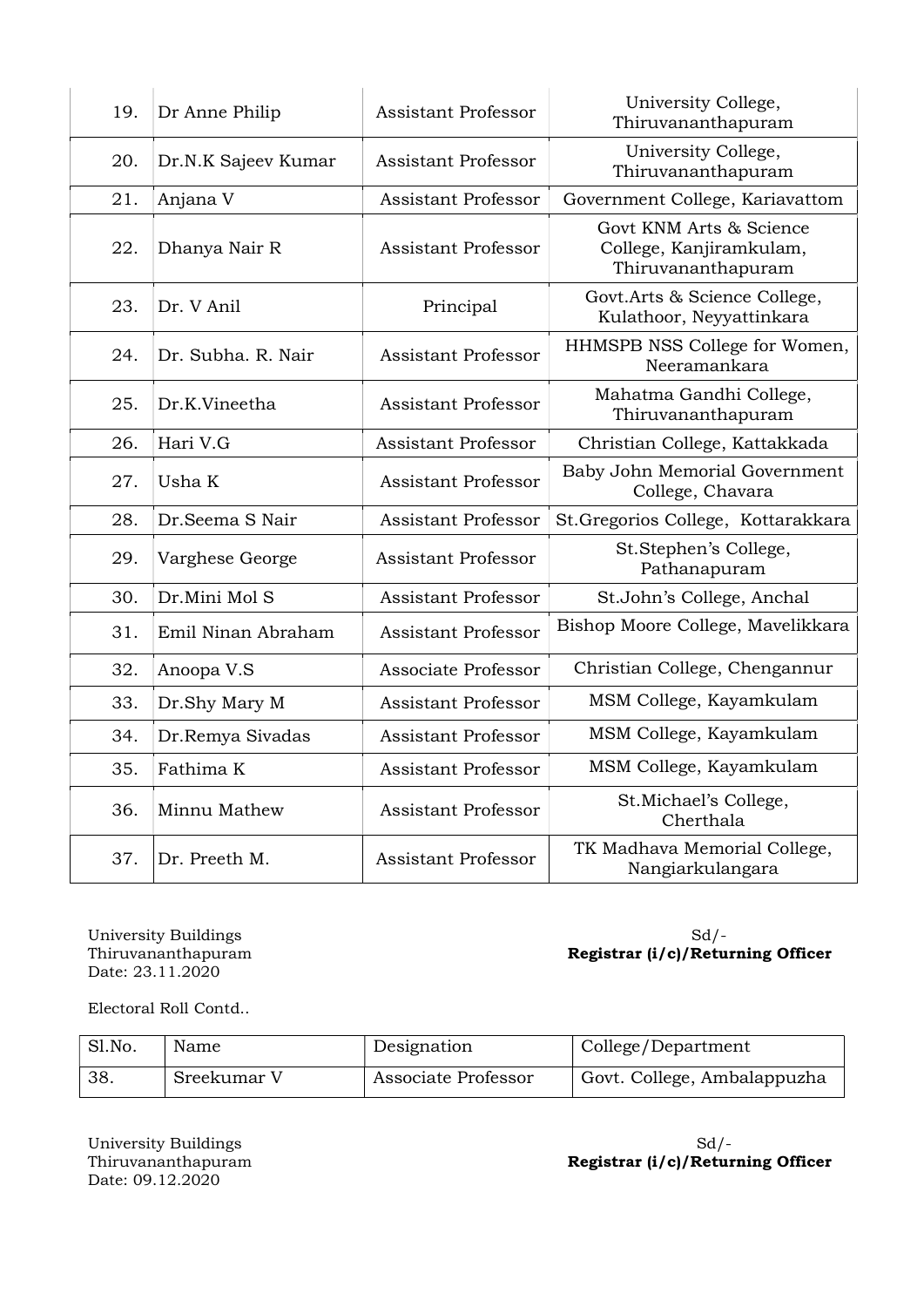| | | | |
|---|---|---|---|
| 19. | Dr Anne Philip | Assistant Professor | University College, Thiruvananthapuram |
| 20. | Dr.N.K Sajeev Kumar | Assistant Professor | University College, Thiruvananthapuram |
| 21. | Anjana V | Assistant Professor | Government College, Kariavattom |
| 22. | Dhanya Nair R | Assistant Professor | Govt KNM Arts & Science College, Kanjiramkulam, Thiruvananthapuram |
| 23. | Dr. V Anil | Principal | Govt.Arts & Science College, Kulathoor, Neyyattinkara |
| 24. | Dr. Subha. R. Nair | Assistant Professor | HHMSPB NSS College for Women, Neeramankara |
| 25. | Dr.K.Vineetha | Assistant Professor | Mahatma Gandhi College, Thiruvananthapuram |
| 26. | Hari V.G | Assistant Professor | Christian College, Kattakkada |
| 27. | Usha K | Assistant Professor | Baby John Memorial Government College, Chavara |
| 28. | Dr.Seema S Nair | Assistant Professor | St.Gregorios College, Kottarakkara |
| 29. | Varghese George | Assistant Professor | St.Stephen's College, Pathanapuram |
| 30. | Dr.Mini Mol S | Assistant Professor | St.John's College, Anchal |
| 31. | Emil Ninan Abraham | Assistant Professor | Bishop Moore College, Mavelikkara |
| 32. | Anoopa V.S | Associate Professor | Christian College, Chengannur |
| 33. | Dr.Shy Mary M | Assistant Professor | MSM College, Kayamkulam |
| 34. | Dr.Remya Sivadas | Assistant Professor | MSM College, Kayamkulam |
| 35. | Fathima K | Assistant Professor | MSM College, Kayamkulam |
| 36. | Minnu Mathew | Assistant Professor | St.Michael's College, Cherthala |
| 37. | Dr. Preeth M. | Assistant Professor | TK Madhava Memorial College, Nangiarkulangara |

University Buildings
Thiruvananthapuram
Date: 23.11.2020

Sd/-
**Registrar (i/c)/Returning Officer**

Electoral Roll Contd..

| Sl.No. | Name | Designation | College/Department |
|---|---|---|---|
| 38. | Sreekumar V | Associate Professor | Govt. College, Ambalappuzha |

University Buildings
Thiruvananthapuram
Date: 09.12.2020

Sd/-
**Registrar (i/c)/Returning Officer**